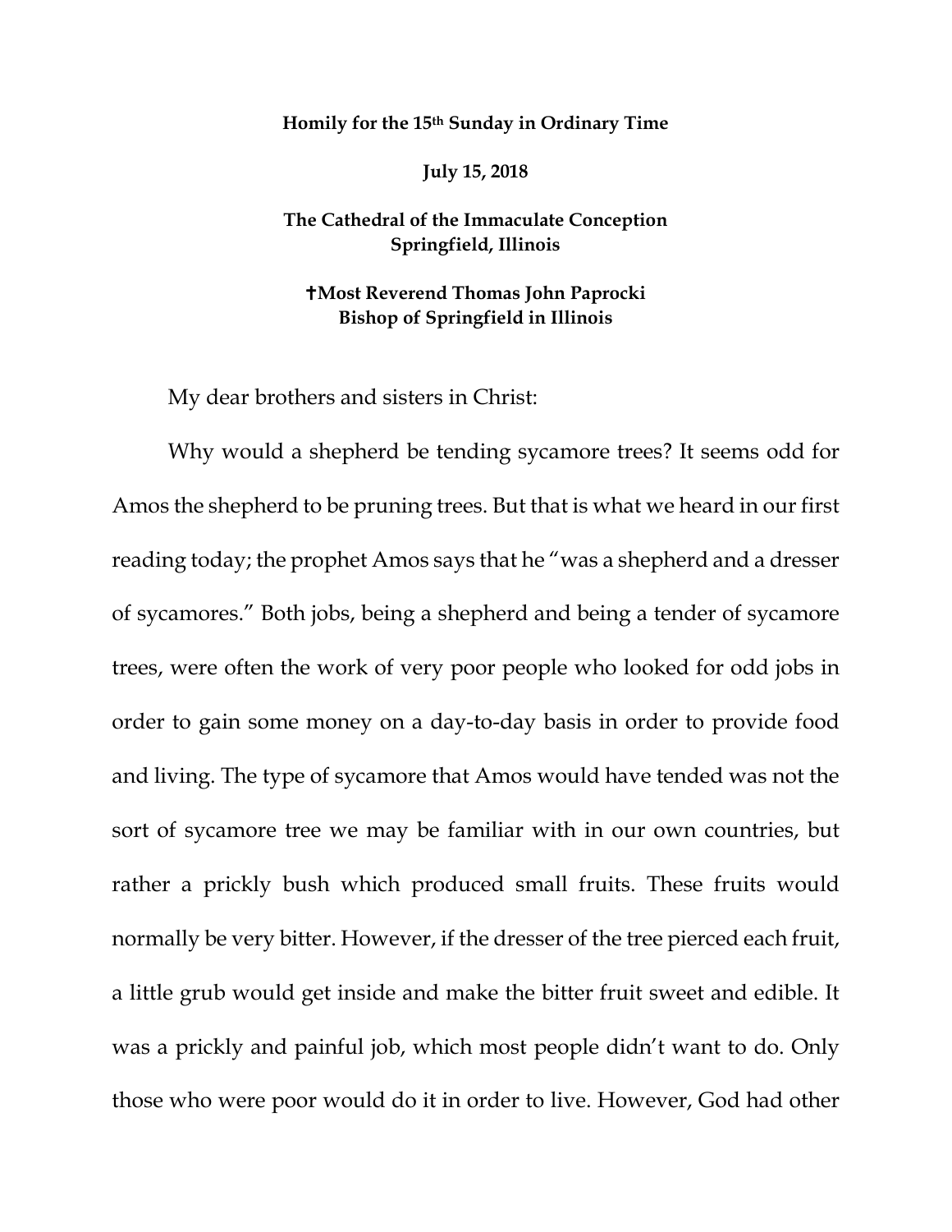**Homily for the 15th Sunday in Ordinary Time**

**July 15, 2018**

**The Cathedral of the Immaculate Conception**
**Springfield, Illinois**

**✝Most Reverend Thomas John Paprocki**
**Bishop of Springfield in Illinois**

My dear brothers and sisters in Christ:

Why would a shepherd be tending sycamore trees? It seems odd for Amos the shepherd to be pruning trees. But that is what we heard in our first reading today; the prophet Amos says that he "was a shepherd and a dresser of sycamores." Both jobs, being a shepherd and being a tender of sycamore trees, were often the work of very poor people who looked for odd jobs in order to gain some money on a day-to-day basis in order to provide food and living. The type of sycamore that Amos would have tended was not the sort of sycamore tree we may be familiar with in our own countries, but rather a prickly bush which produced small fruits. These fruits would normally be very bitter. However, if the dresser of the tree pierced each fruit, a little grub would get inside and make the bitter fruit sweet and edible. It was a prickly and painful job, which most people didn't want to do. Only those who were poor would do it in order to live. However, God had other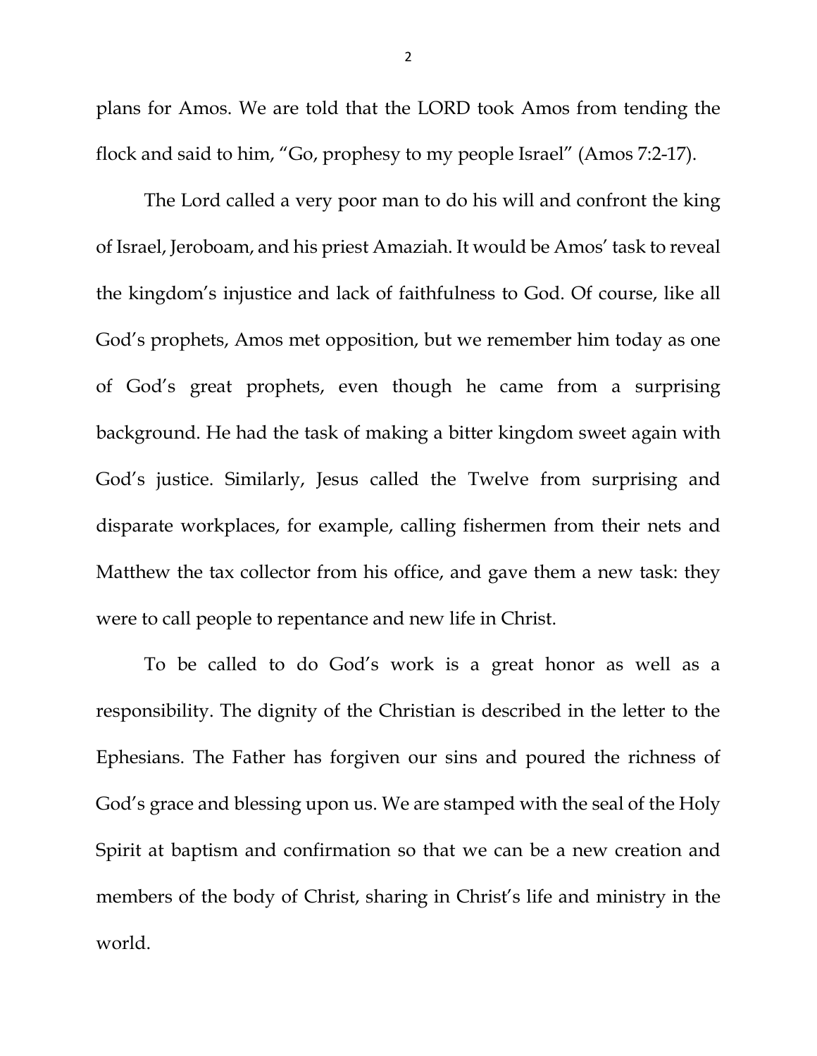plans for Amos. We are told that the LORD took Amos from tending the flock and said to him, "Go, prophesy to my people Israel" (Amos 7:2-17).

The Lord called a very poor man to do his will and confront the king of Israel, Jeroboam, and his priest Amaziah. It would be Amos' task to reveal the kingdom's injustice and lack of faithfulness to God. Of course, like all God's prophets, Amos met opposition, but we remember him today as one of God's great prophets, even though he came from a surprising background. He had the task of making a bitter kingdom sweet again with God's justice. Similarly, Jesus called the Twelve from surprising and disparate workplaces, for example, calling fishermen from their nets and Matthew the tax collector from his office, and gave them a new task: they were to call people to repentance and new life in Christ.

To be called to do God's work is a great honor as well as a responsibility. The dignity of the Christian is described in the letter to the Ephesians. The Father has forgiven our sins and poured the richness of God's grace and blessing upon us. We are stamped with the seal of the Holy Spirit at baptism and confirmation so that we can be a new creation and members of the body of Christ, sharing in Christ's life and ministry in the world.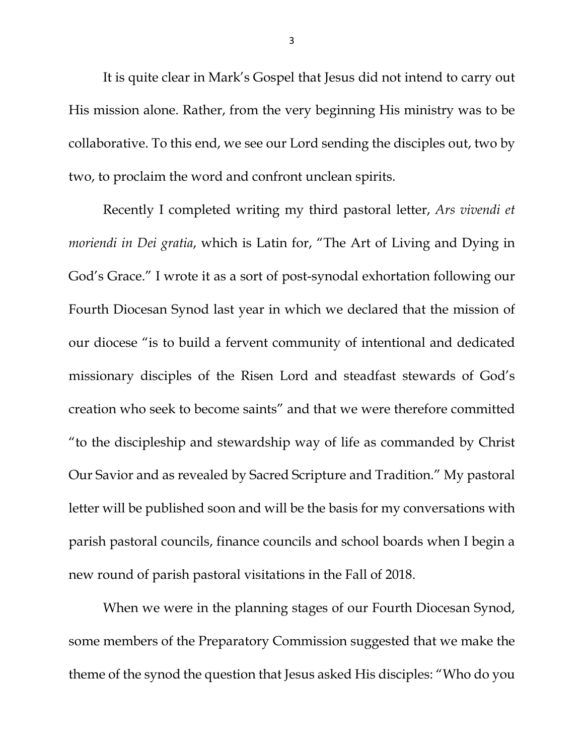It is quite clear in Mark's Gospel that Jesus did not intend to carry out His mission alone. Rather, from the very beginning His ministry was to be collaborative. To this end, we see our Lord sending the disciples out, two by two, to proclaim the word and confront unclean spirits.

Recently I completed writing my third pastoral letter, *Ars vivendi et moriendi in Dei gratia*, which is Latin for, "The Art of Living and Dying in God's Grace." I wrote it as a sort of post-synodal exhortation following our Fourth Diocesan Synod last year in which we declared that the mission of our diocese "is to build a fervent community of intentional and dedicated missionary disciples of the Risen Lord and steadfast stewards of God's creation who seek to become saints" and that we were therefore committed "to the discipleship and stewardship way of life as commanded by Christ Our Savior and as revealed by Sacred Scripture and Tradition." My pastoral letter will be published soon and will be the basis for my conversations with parish pastoral councils, finance councils and school boards when I begin a new round of parish pastoral visitations in the Fall of 2018.

When we were in the planning stages of our Fourth Diocesan Synod, some members of the Preparatory Commission suggested that we make the theme of the synod the question that Jesus asked His disciples: "Who do you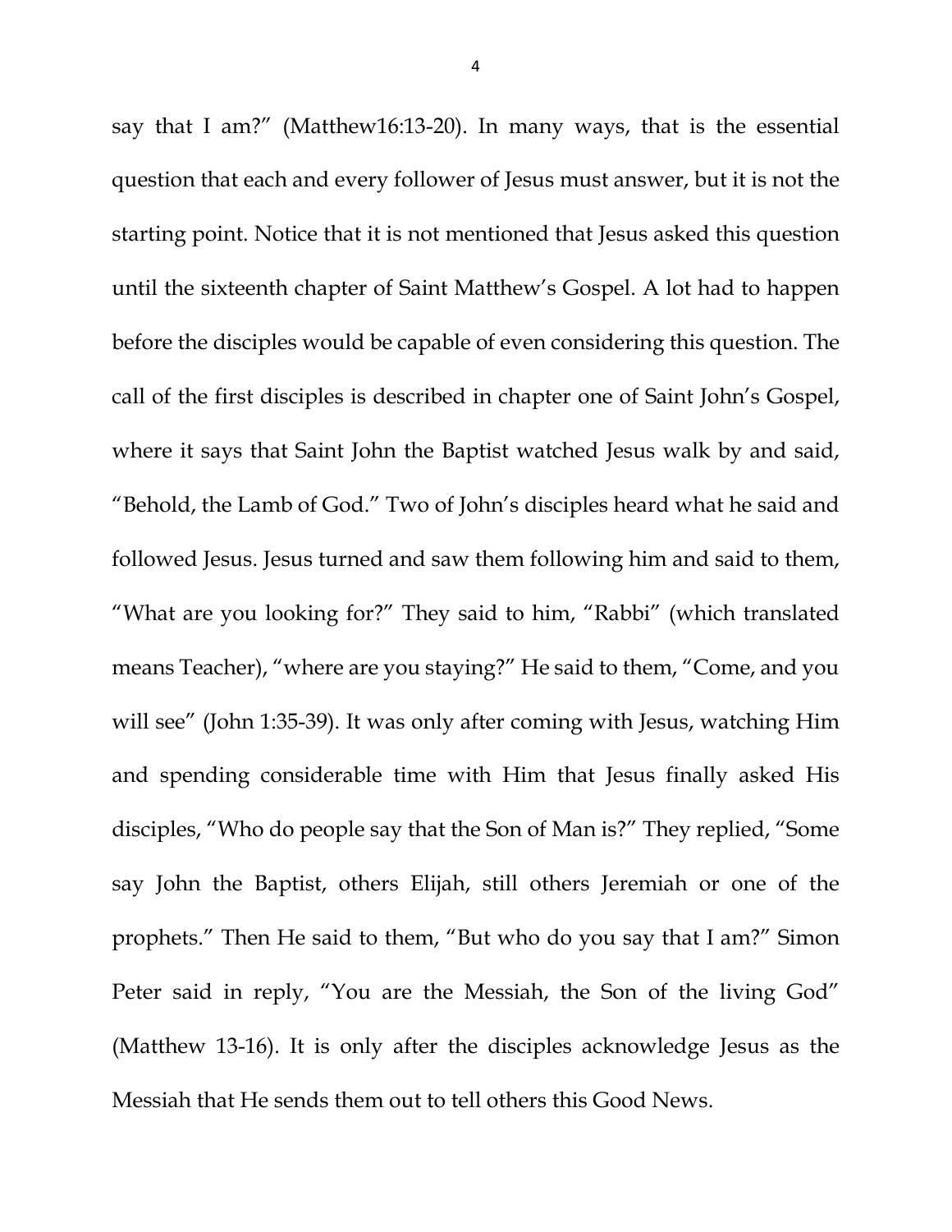say that I am?" (Matthew16:13-20). In many ways, that is the essential question that each and every follower of Jesus must answer, but it is not the starting point. Notice that it is not mentioned that Jesus asked this question until the sixteenth chapter of Saint Matthew's Gospel. A lot had to happen before the disciples would be capable of even considering this question. The call of the first disciples is described in chapter one of Saint John's Gospel, where it says that Saint John the Baptist watched Jesus walk by and said, "Behold, the Lamb of God." Two of John's disciples heard what he said and followed Jesus. Jesus turned and saw them following him and said to them, "What are you looking for?" They said to him, "Rabbi" (which translated means Teacher), "where are you staying?" He said to them, "Come, and you will see" (John 1:35-39). It was only after coming with Jesus, watching Him and spending considerable time with Him that Jesus finally asked His disciples, "Who do people say that the Son of Man is?" They replied, "Some say John the Baptist, others Elijah, still others Jeremiah or one of the prophets." Then He said to them, "But who do you say that I am?" Simon Peter said in reply, "You are the Messiah, the Son of the living God" (Matthew 13-16). It is only after the disciples acknowledge Jesus as the Messiah that He sends them out to tell others this Good News.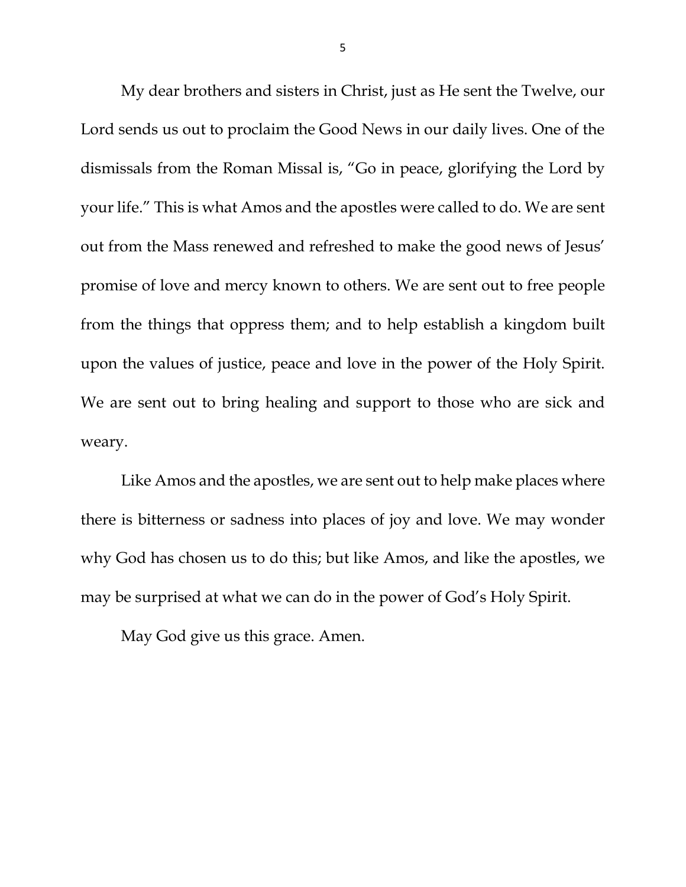My dear brothers and sisters in Christ, just as He sent the Twelve, our Lord sends us out to proclaim the Good News in our daily lives. One of the dismissals from the Roman Missal is, "Go in peace, glorifying the Lord by your life." This is what Amos and the apostles were called to do. We are sent out from the Mass renewed and refreshed to make the good news of Jesus' promise of love and mercy known to others. We are sent out to free people from the things that oppress them; and to help establish a kingdom built upon the values of justice, peace and love in the power of the Holy Spirit. We are sent out to bring healing and support to those who are sick and weary.

Like Amos and the apostles, we are sent out to help make places where there is bitterness or sadness into places of joy and love. We may wonder why God has chosen us to do this; but like Amos, and like the apostles, we may be surprised at what we can do in the power of God's Holy Spirit.

May God give us this grace. Amen.